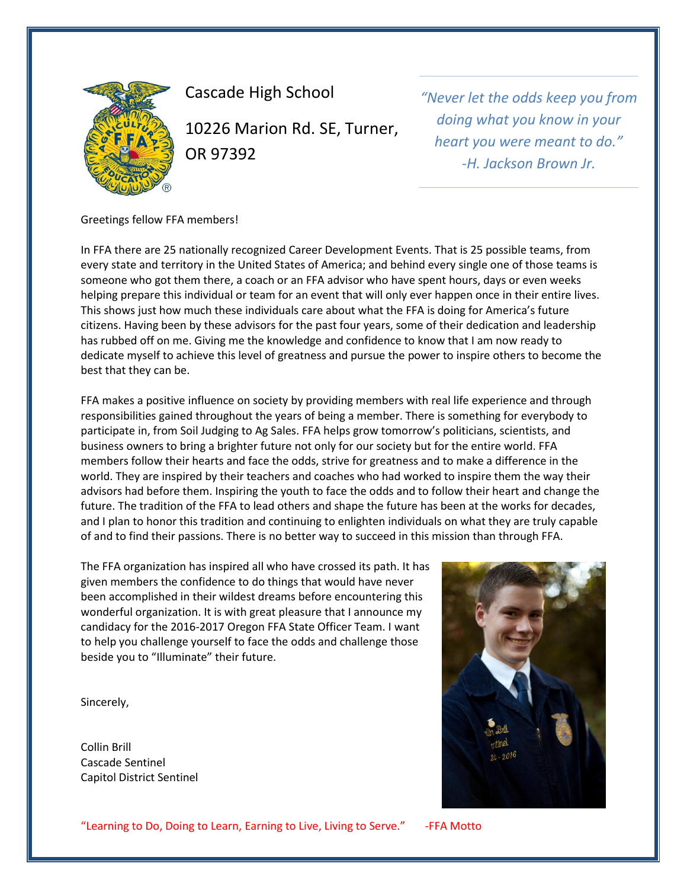Cascade High School

10226 Marion Rd. SE, Turner, OR 97392

*"Never let the odds keep you from doing what you know in your heart you were meant to do."*
*-H. Jackson Brown Jr.*

Greetings fellow FFA members!

In FFA there are 25 nationally recognized Career Development Events. That is 25 possible teams, from every state and territory in the United States of America; and behind every single one of those teams is someone who got them there, a coach or an FFA advisor who have spent hours, days or even weeks helping prepare this individual or team for an event that will only ever happen once in their entire lives. This shows just how much these individuals care about what the FFA is doing for America's future citizens. Having been by these advisors for the past four years, some of their dedication and leadership has rubbed off on me. Giving me the knowledge and confidence to know that I am now ready to dedicate myself to achieve this level of greatness and pursue the power to inspire others to become the best that they can be.

FFA makes a positive influence on society by providing members with real life experience and through responsibilities gained throughout the years of being a member. There is something for everybody to participate in, from Soil Judging to Ag Sales. FFA helps grow tomorrow's politicians, scientists, and business owners to bring a brighter future not only for our society but for the entire world. FFA members follow their hearts and face the odds, strive for greatness and to make a difference in the world. They are inspired by their teachers and coaches who had worked to inspire them the way their advisors had before them. Inspiring the youth to face the odds and to follow their heart and change the future. The tradition of the FFA to lead others and shape the future has been at the works for decades, and I plan to honor this tradition and continuing to enlighten individuals on what they are truly capable of and to find their passions. There is no better way to succeed in this mission than through FFA.

The FFA organization has inspired all who have crossed its path. It has given members the confidence to do things that would have never been accomplished in their wildest dreams before encountering this wonderful organization. It is with great pleasure that I announce my candidacy for the 2016-2017 Oregon FFA State Officer Team. I want to help you challenge yourself to face the odds and challenge those beside you to "Illuminate" their future.

Sincerely,

Collin Brill
Cascade Sentinel
Capitol District Sentinel

"Learning to Do, Doing to Learn, Earning to Live, Living to Serve." -FFA Motto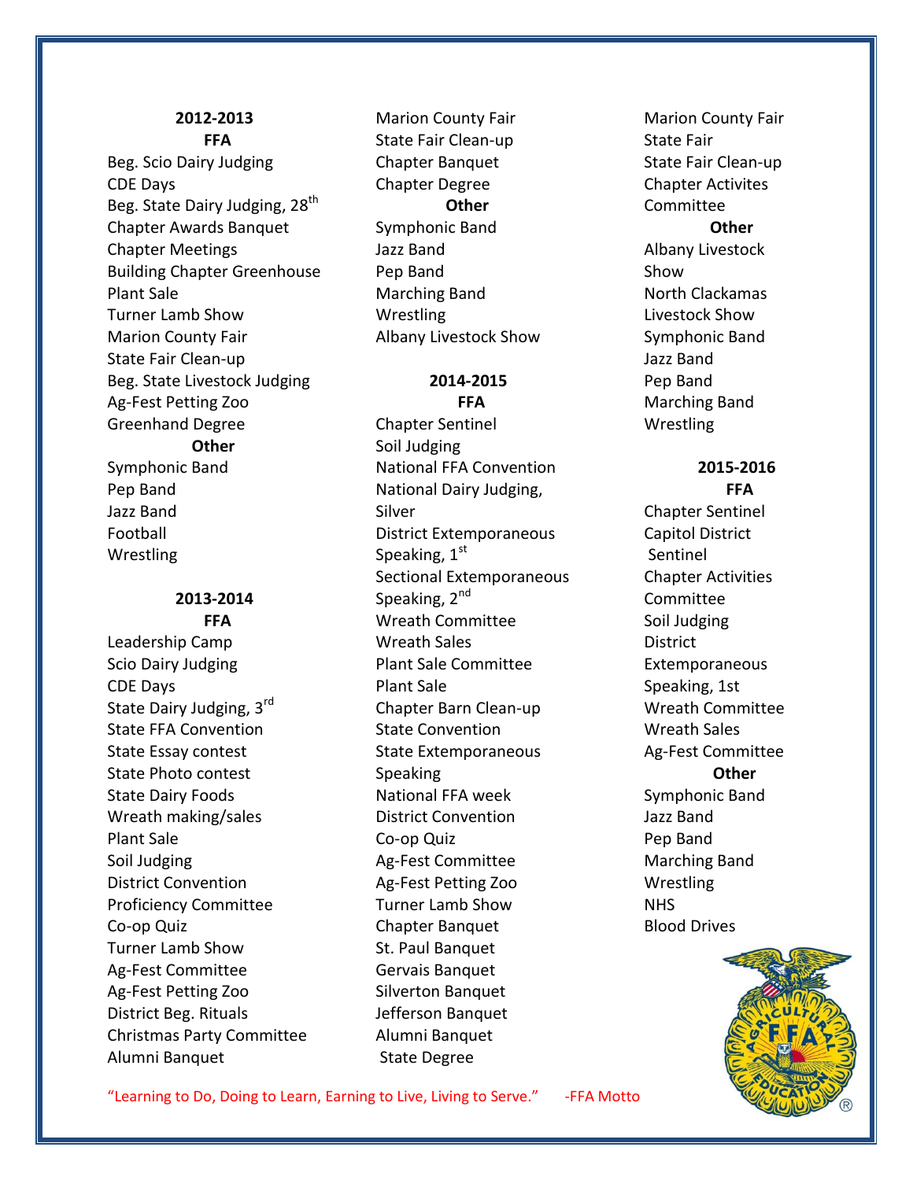## 2012-2013

### FFA

Beg. Scio Dairy Judging
CDE Days
Beg. State Dairy Judging, 28th
Chapter Awards Banquet
Chapter Meetings
Building Chapter Greenhouse
Plant Sale
Turner Lamb Show
Marion County Fair
State Fair Clean-up
Beg. State Livestock Judging
Ag-Fest Petting Zoo
Greenhand Degree

### Other

Symphonic Band
Pep Band
Jazz Band
Football
Wrestling

## 2013-2014

### FFA

Leadership Camp
Scio Dairy Judging
CDE Days
State Dairy Judging, 3rd
State FFA Convention
State Essay contest
State Photo contest
State Dairy Foods
Wreath making/sales
Plant Sale
Soil Judging
District Convention
Proficiency Committee
Co-op Quiz
Turner Lamb Show
Ag-Fest Committee
Ag-Fest Petting Zoo
District Beg. Rituals
Christmas Party Committee
Alumni Banquet
Marion County Fair
State Fair Clean-up
Chapter Banquet
Chapter Degree

### Other

Symphonic Band
Jazz Band
Pep Band
Marching Band
Wrestling
Albany Livestock Show

## 2014-2015

### FFA

Chapter Sentinel
Soil Judging
National FFA Convention
National Dairy Judging, Silver
District Extemporaneous Speaking, 1st
Sectional Extemporaneous Speaking, 2nd
Wreath Committee
Wreath Sales
Plant Sale Committee
Plant Sale
Chapter Barn Clean-up
State Convention
State Extemporaneous Speaking
National FFA week
District Convention
Co-op Quiz
Ag-Fest Committee
Ag-Fest Petting Zoo
Turner Lamb Show
Chapter Banquet
St. Paul Banquet
Gervais Banquet
Silverton Banquet
Jefferson Banquet
Alumni Banquet
State Degree
Marion County Fair
State Fair
State Fair Clean-up
Chapter Activites Committee

### Other

Albany Livestock Show
North Clackamas Livestock Show
Symphonic Band
Jazz Band
Pep Band
Marching Band
Wrestling

## 2015-2016

### FFA

Chapter Sentinel
Capitol District Sentinel
Chapter Activities Committee
Soil Judging
District Extemporaneous Speaking, 1st
Wreath Committee
Wreath Sales
Ag-Fest Committee

### Other

Symphonic Band
Jazz Band
Pep Band
Marching Band
Wrestling
NHS
Blood Drives

"Learning to Do, Doing to Learn, Earning to Live, Living to Serve." -FFA Motto